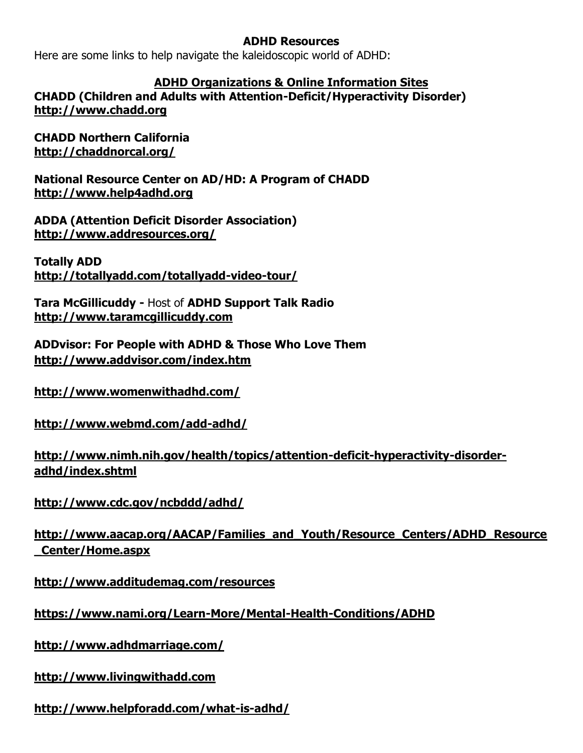# ADHD Resources

Here are some links to help navigate the kaleidoscopic world of ADHD:

## ADHD Organizations & Online Information Sites

**CHADD (Children and Adults with Attention-Deficit/Hyperactivity Disorder)**
**http://www.chadd.org**

**CHADD Northern California**
**http://chaddnorcal.org/**

**National Resource Center on AD/HD: A Program of CHADD**
**http://www.help4adhd.org**

**ADDA (Attention Deficit Disorder Association)**
**http://www.addresources.org/**

**Totally ADD**
**http://totallyadd.com/totallyadd-video-tour/**

**Tara McGillicuddy -** Host of **ADHD Support Talk Radio**
**http://www.taramcgillicuddy.com**

**ADDvisor: For People with ADHD & Those Who Love Them**
**http://www.addvisor.com/index.htm**

**http://www.womenwithadhd.com/**

**http://www.webmd.com/add-adhd/**

**http://www.nimh.nih.gov/health/topics/attention-deficit-hyperactivity-disorder-adhd/index.shtml**

**http://www.cdc.gov/ncbddd/adhd/**

**http://www.aacap.org/AACAP/Families_and_Youth/Resource_Centers/ADHD_Resource_Center/Home.aspx**

**http://www.additudemag.com/resources**

**https://www.nami.org/Learn-More/Mental-Health-Conditions/ADHD**

**http://www.adhdmarriage.com/**

**http://www.livingwithadd.com**

**http://www.helpforadd.com/what-is-adhd/**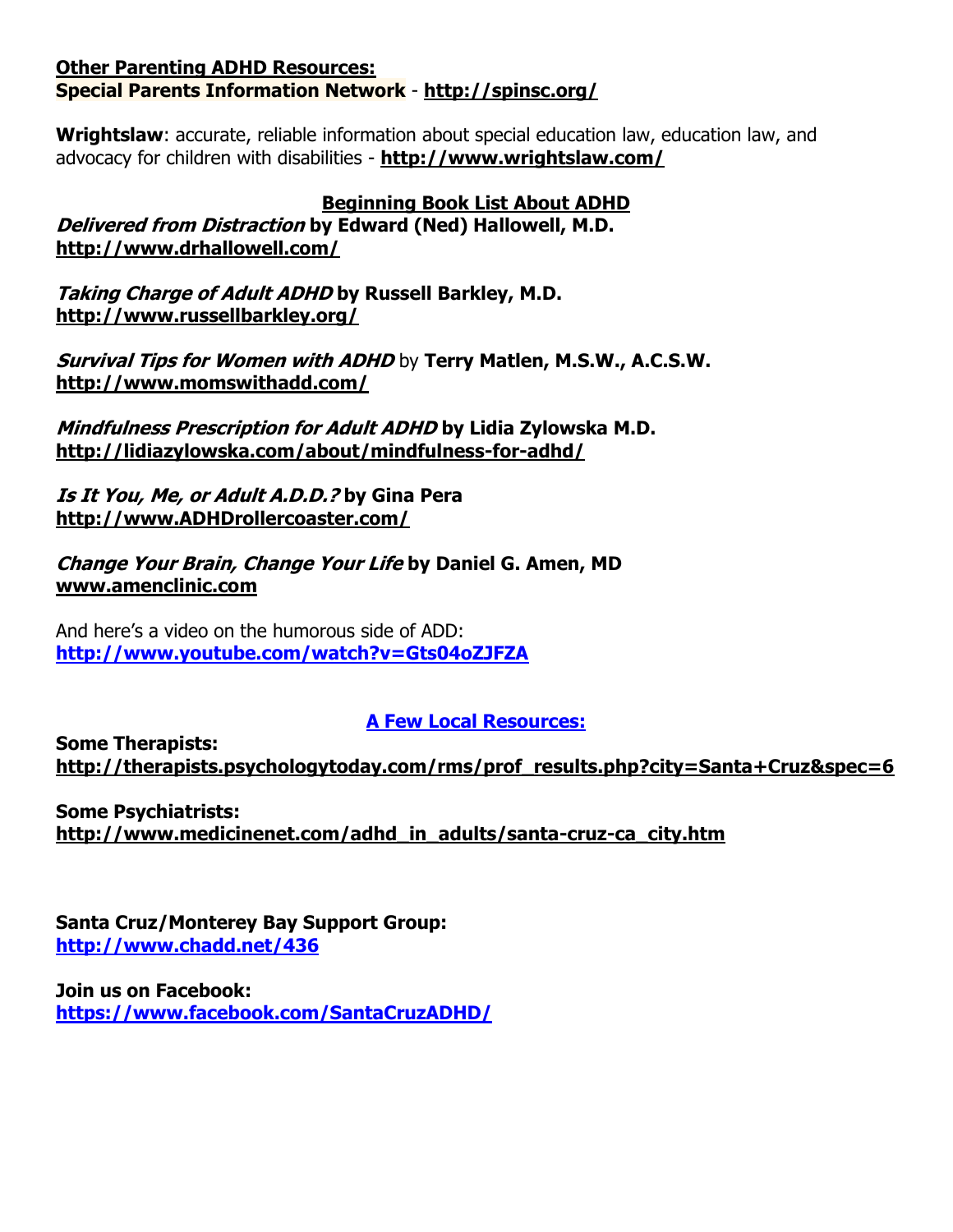**Other Parenting ADHD Resources:**
**Special Parents Information Network** - **http://spinsc.org/**

**Wrightslaw**: accurate, reliable information about special education law, education law, and advocacy for children with disabilities - **http://www.wrightslaw.com/**

## Beginning Book List About ADHD

***Delivered from Distraction*** **by Edward (Ned) Hallowell, M.D.**
**http://www.drhallowell.com/**

***Taking Charge of Adult ADHD*** **by Russell Barkley, M.D.**
**http://www.russellbarkley.org/**

***Survival Tips for Women with ADHD*** by **Terry Matlen, M.S.W., A.C.S.W.**
**http://www.momswithadd.com/**

***Mindfulness Prescription for Adult ADHD*** **by Lidia Zylowska M.D.**
**http://lidiazylowska.com/about/mindfulness-for-adhd/**

***Is It You, Me, or Adult A.D.D.?*** **by Gina Pera**
**http://www.ADHDrollercoaster.com/**

***Change Your Brain, Change Your Life*** **by Daniel G. Amen, MD**
**www.amenclinic.com**

And here's a video on the humorous side of ADD:
**http://www.youtube.com/watch?v=Gts04oZJFZA**

## A Few Local Resources:

**Some Therapists:**
**http://therapists.psychologytoday.com/rms/prof_results.php?city=Santa+Cruz&spec=6**

**Some Psychiatrists:**
**http://www.medicinenet.com/adhd_in_adults/santa-cruz-ca_city.htm**

**Santa Cruz/Monterey Bay Support Group:**
**http://www.chadd.net/436**

**Join us on Facebook:**
**https://www.facebook.com/SantaCruzADHD/**